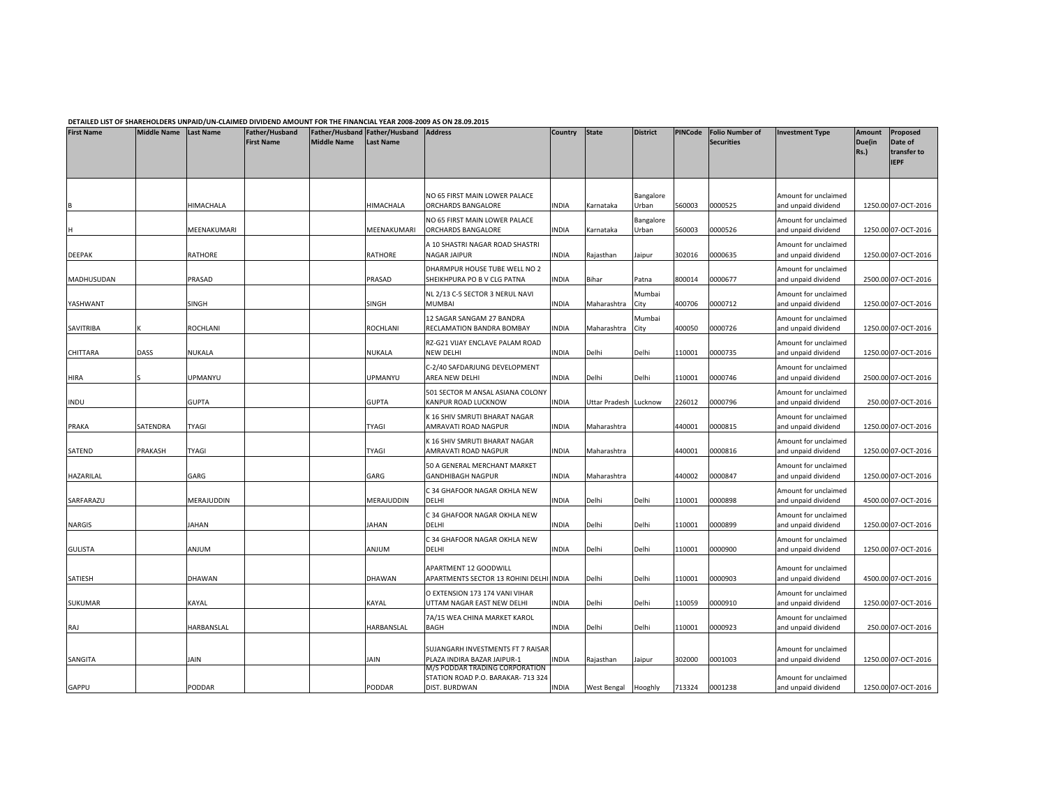**DETAILED LIST OF SHAREHOLDERS UNPAID/UN-CLAIMED DIVIDEND AMOUNT FOR THE FINANCIAL YEAR 2008-2009 AS ON 28.09.2015**

| First Name | Middle Name | Last Name | Father/Husband First Name | Father/Husband Middle Name | Father/Husband Last Name | Address | Country | State | District | PINCode | Folio Number of Securities | Investment Type | Amount Due(in Rs.) | Proposed Date of transfer to IEPF |
|---|---|---|---|---|---|---|---|---|---|---|---|---|---|---|
| B | | HIMACHALA | | | HIMACHALA | NO 65 FIRST MAIN LOWER PALACE ORCHARDS BANGALORE | INDIA | Karnataka | Bangalore Urban | 560003 | 0000525 | Amount for unclaimed and unpaid dividend | 1250.00 | 07-OCT-2016 |
| H | | MEENAKUMARI | | | MEENAKUMARI | NO 65 FIRST MAIN LOWER PALACE ORCHARDS BANGALORE | INDIA | Karnataka | Bangalore Urban | 560003 | 0000526 | Amount for unclaimed and unpaid dividend | 1250.00 | 07-OCT-2016 |
| DEEPAK | | RATHORE | | | RATHORE | A 10 SHASTRI NAGAR ROAD SHASTRI NAGAR JAIPUR | INDIA | Rajasthan | Jaipur | 302016 | 0000635 | Amount for unclaimed and unpaid dividend | 1250.00 | 07-OCT-2016 |
| MADHUSUDAN | | PRASAD | | | PRASAD | DHARMPUR HOUSE TUBE WELL NO 2 SHEIKHPURA PO B V CLG PATNA | INDIA | Bihar | Patna | 800014 | 0000677 | Amount for unclaimed and unpaid dividend | 2500.00 | 07-OCT-2016 |
| YASHWANT | | SINGH | | | SINGH | NL 2/13 C-5 SECTOR 3 NERUL NAVI MUMBAI | INDIA | Maharashtra | Mumbai City | 400706 | 0000712 | Amount for unclaimed and unpaid dividend | 1250.00 | 07-OCT-2016 |
| SAVITRIBA | K | ROCHLANI | | | ROCHLANI | 12 SAGAR SANGAM 27 BANDRA RECLAMATION BANDRA BOMBAY | INDIA | Maharashtra | Mumbai City | 400050 | 0000726 | Amount for unclaimed and unpaid dividend | 1250.00 | 07-OCT-2016 |
| CHITTARA | DASS | NUKALA | | | NUKALA | RZ-G21 VIJAY ENCLAVE PALAM ROAD NEW DELHI | INDIA | Delhi | Delhi | 110001 | 0000735 | Amount for unclaimed and unpaid dividend | 1250.00 | 07-OCT-2016 |
| HIRA | S | UPMANYU | | | UPMANYU | C-2/40 SAFDARJUNG DEVELOPMENT AREA NEW DELHI | INDIA | Delhi | Delhi | 110001 | 0000746 | Amount for unclaimed and unpaid dividend | 2500.00 | 07-OCT-2016 |
| INDU | | GUPTA | | | GUPTA | 501 SECTOR M ANSAL ASIANA COLONY KANPUR ROAD LUCKNOW | INDIA | Uttar Pradesh | Lucknow | 226012 | 0000796 | Amount for unclaimed and unpaid dividend | 250.00 | 07-OCT-2016 |
| PRAKA | SATENDRA | TYAGI | | | TYAGI | K 16 SHIV SMRUTI BHARAT NAGAR AMRAVATI ROAD NAGPUR | INDIA | Maharashtra | | 440001 | 0000815 | Amount for unclaimed and unpaid dividend | 1250.00 | 07-OCT-2016 |
| SATEND | PRAKASH | TYAGI | | | TYAGI | K 16 SHIV SMRUTI BHARAT NAGAR AMRAVATI ROAD NAGPUR | INDIA | Maharashtra | | 440001 | 0000816 | Amount for unclaimed and unpaid dividend | 1250.00 | 07-OCT-2016 |
| HAZARILAL | | GARG | | | GARG | 50 A GENERAL MERCHANT MARKET GANDHIBAGH NAGPUR | INDIA | Maharashtra | | 440002 | 0000847 | Amount for unclaimed and unpaid dividend | 1250.00 | 07-OCT-2016 |
| SARFARAZU | | MERAJUDDIN | | | MERAJUDDIN | C 34 GHAFOOR NAGAR OKHLA NEW DELHI | INDIA | Delhi | Delhi | 110001 | 0000898 | Amount for unclaimed and unpaid dividend | 4500.00 | 07-OCT-2016 |
| NARGIS | | JAHAN | | | JAHAN | C 34 GHAFOOR NAGAR OKHLA NEW DELHI | INDIA | Delhi | Delhi | 110001 | 0000899 | Amount for unclaimed and unpaid dividend | 1250.00 | 07-OCT-2016 |
| GULISTA | | ANJUM | | | ANJUM | C 34 GHAFOOR NAGAR OKHLA NEW DELHI | INDIA | Delhi | Delhi | 110001 | 0000900 | Amount for unclaimed and unpaid dividend | 1250.00 | 07-OCT-2016 |
| SATIESH | | DHAWAN | | | DHAWAN | APARTMENT 12 GOODWILL APARTMENTS SECTOR 13 ROHINI DELHI | INDIA | Delhi | Delhi | 110001 | 0000903 | Amount for unclaimed and unpaid dividend | 4500.00 | 07-OCT-2016 |
| SUKUMAR | | KAYAL | | | KAYAL | O EXTENSION 173 174 VANI VIHAR UTTAM NAGAR EAST NEW DELHI | INDIA | Delhi | Delhi | 110059 | 0000910 | Amount for unclaimed and unpaid dividend | 1250.00 | 07-OCT-2016 |
| RAJ | | HARBANSLAL | | | HARBANSLAL | 7A/15 WEA CHINA MARKET KAROL BAGH | INDIA | Delhi | Delhi | 110001 | 0000923 | Amount for unclaimed and unpaid dividend | 250.00 | 07-OCT-2016 |
| SANGITA | | JAIN | | | JAIN | SUJANGARH INVESTMENTS FT 7 RAISAR PLAZA INDIRA BAZAR JAIPUR-1 | INDIA | Rajasthan | Jaipur | 302000 | 0001003 | Amount for unclaimed and unpaid dividend | 1250.00 | 07-OCT-2016 |
| GAPPU | | PODDAR | | | PODDAR | M/S PODDAR TRADING CORPORATION STATION ROAD P.O. BARAKAR- 713 324 DIST. BURDWAN | INDIA | West Bengal | Hooghly | 713324 | 0001238 | Amount for unclaimed and unpaid dividend | 1250.00 | 07-OCT-2016 |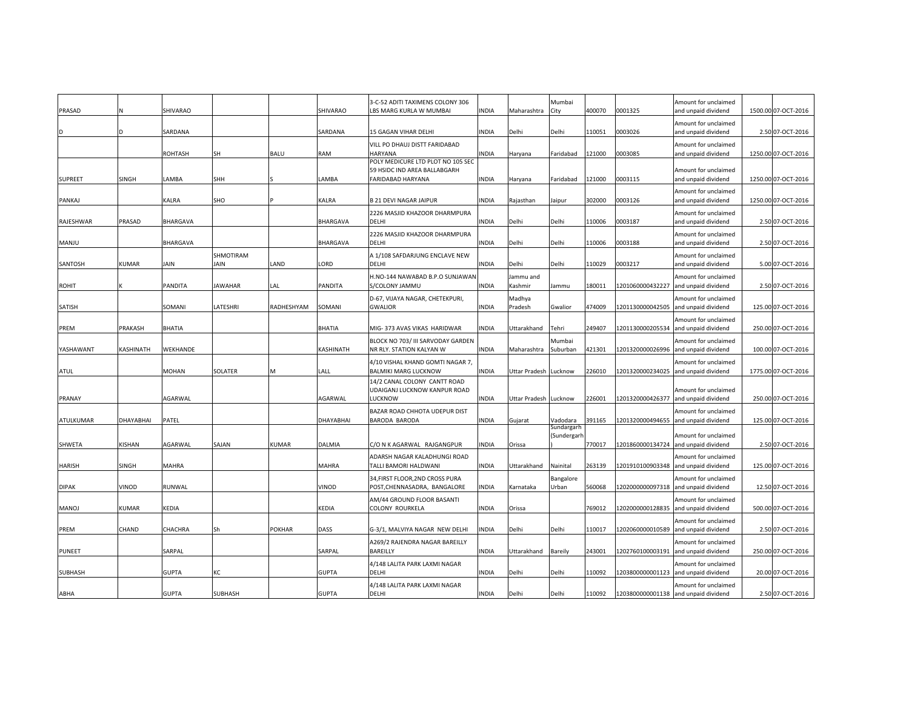| PRASAD | N | SHIVARAO | | | SHIVARAO | 3-C-52 ADITI TAXIMENS COLONY 306 LBS MARG KURLA W MUMBAI | INDIA | Maharashtra | Mumbai City | 400070 | 0001325 | Amount for unclaimed and unpaid dividend | 1500.00 | 07-OCT-2016 |
|---|---|---|---|---|---|---|---|---|---|---|---|---|---|---|
| D | D | SARDANA | | | SARDANA | 15 GAGAN VIHAR DELHI | INDIA | Delhi | Delhi | 110051 | 0003026 | Amount for unclaimed and unpaid dividend | 2.50 | 07-OCT-2016 |
| | | ROHTASH | SH | BALU | RAM | VILL PO DHAUJ DISTT FARIDABAD HARYANA | INDIA | Haryana | Faridabad | 121000 | 0003085 | Amount for unclaimed and unpaid dividend | 1250.00 | 07-OCT-2016 |
| SUPREET | SINGH | LAMBA | SHH | S | LAMBA | POLY MEDICURE LTD PLOT NO 105 SEC 59 HSIDC IND AREA BALLABGARH FARIDABAD HARYANA | INDIA | Haryana | Faridabad | 121000 | 0003115 | Amount for unclaimed and unpaid dividend | 1250.00 | 07-OCT-2016 |
| PANKAJ | | KALRA | SHO | P | KALRA | B 21 DEVI NAGAR JAIPUR | INDIA | Rajasthan | Jaipur | 302000 | 0003126 | Amount for unclaimed and unpaid dividend | 1250.00 | 07-OCT-2016 |
| RAJESHWAR | PRASAD | BHARGAVA | | | BHARGAVA | 2226 MASJID KHAZOOR DHARMPURA DELHI | INDIA | Delhi | Delhi | 110006 | 0003187 | Amount for unclaimed and unpaid dividend | 2.50 | 07-OCT-2016 |
| MANJU | | BHARGAVA | | | BHARGAVA | 2226 MASJID KHAZOOR DHARMPURA DELHI | INDIA | Delhi | Delhi | 110006 | 0003188 | Amount for unclaimed and unpaid dividend | 2.50 | 07-OCT-2016 |
| SANTOSH | KUMAR | JAIN | SHMOTIRAM JAIN | LAND | LORD | A 1/108 SAFDARJUNG ENCLAVE NEW DELHI | INDIA | Delhi | Delhi | 110029 | 0003217 | Amount for unclaimed and unpaid dividend | 5.00 | 07-OCT-2016 |
| ROHIT | K | PANDITA | JAWAHAR | LAL | PANDITA | H.NO-144 NAWABAD B.P.O SUNJAWAN S/COLONY JAMMU | INDIA | Jammu and Kashmir | Jammu | 180011 | 1201060000432227 | Amount for unclaimed and unpaid dividend | 2.50 | 07-OCT-2016 |
| SATISH | | SOMANI | LATESHRI | RADHESHYAM | SOMANI | D-67, VIJAYA NAGAR, CHETEKPURI, GWALIOR | INDIA | Madhya Pradesh | Gwalior | 474009 | 1201130000042505 | Amount for unclaimed and unpaid dividend | 125.00 | 07-OCT-2016 |
| PREM | PRAKASH | BHATIA | | | BHATIA | MIG- 373 AVAS VIKAS HARIDWAR | INDIA | Uttarakhand | Tehri | 249407 | 1201130000205534 | Amount for unclaimed and unpaid dividend | 250.00 | 07-OCT-2016 |
| YASHAWANT | KASHINATH | WEKHANDE | | | KASHINATH | BLOCK NO 703/ III SARVODAY GARDEN NR RLY. STATION KALYAN W | INDIA | Maharashtra | Mumbai Suburban | 421301 | 1201320000026996 | Amount for unclaimed and unpaid dividend | 100.00 | 07-OCT-2016 |
| ATUL | | MOHAN | SOLATER | M | LALL | 4/10 VISHAL KHAND GOMTI NAGAR 7, BALMIKI MARG LUCKNOW | INDIA | Uttar Pradesh | Lucknow | 226010 | 1201320000234025 | Amount for unclaimed and unpaid dividend | 1775.00 | 07-OCT-2016 |
| PRANAY | | AGARWAL | | | AGARWAL | 14/2 CANAL COLONY CANTT ROAD UDAIGANJ LUCKNOW KANPUR ROAD LUCKNOW | INDIA | Uttar Pradesh | Lucknow | 226001 | 1201320000426377 | Amount for unclaimed and unpaid dividend | 250.00 | 07-OCT-2016 |
| ATULKUMAR | DHAYABHAI | PATEL | | | DHAYABHAI | BAZAR ROAD CHHOTA UDEPUR DIST BARODA BARODA | INDIA | Gujarat | Vadodara | 391165 | 1201320000494655 | Amount for unclaimed and unpaid dividend | 125.00 | 07-OCT-2016 |
| SHWETA | KISHAN | AGARWAL | SAJAN | KUMAR | DALMIA | C/O N K AGARWAL RAJGANGPUR | INDIA | Orissa | Sundargarh (Sundergarh) | 770017 | 1201860000134724 | Amount for unclaimed and unpaid dividend | 2.50 | 07-OCT-2016 |
| HARISH | SINGH | MAHRA | | | MAHRA | ADARSH NAGAR KALADHUNGI ROAD TALLI BAMORI HALDWANI | INDIA | Uttarakhand | Nainital | 263139 | 1201910100903348 | Amount for unclaimed and unpaid dividend | 125.00 | 07-OCT-2016 |
| DIPAK | VINOD | RUNWAL | | | VINOD | 34,FIRST FLOOR,2ND CROSS PURA POST,CHENNASADRA, BANGALORE | INDIA | Karnataka | Bangalore Urban | 560068 | 1202000000097318 | Amount for unclaimed and unpaid dividend | 12.50 | 07-OCT-2016 |
| MANOJ | KUMAR | KEDIA | | | KEDIA | AM/44 GROUND FLOOR BASANTI COLONY ROURKELA | INDIA | Orissa | | 769012 | 1202000000128835 | Amount for unclaimed and unpaid dividend | 500.00 | 07-OCT-2016 |
| PREM | CHAND | CHACHRA | Sh | POKHAR | DASS | G-3/1, MALVIYA NAGAR NEW DELHI | INDIA | Delhi | Delhi | 110017 | 1202060000010589 | Amount for unclaimed and unpaid dividend | 2.50 | 07-OCT-2016 |
| PUNEET | | SARPAL | | | SARPAL | A269/2 RAJENDRA NAGAR BAREILLY BAREILLY | INDIA | Uttarakhand | Bareily | 243001 | 1202760100003191 | Amount for unclaimed and unpaid dividend | 250.00 | 07-OCT-2016 |
| SUBHASH | | GUPTA | KC | | GUPTA | 4/148 LALITA PARK LAXMI NAGAR DELHI | INDIA | Delhi | Delhi | 110092 | 1203800000001123 | Amount for unclaimed and unpaid dividend | 20.00 | 07-OCT-2016 |
| ABHA | | GUPTA | SUBHASH | | GUPTA | 4/148 LALITA PARK LAXMI NAGAR DELHI | INDIA | Delhi | Delhi | 110092 | 1203800000001138 | Amount for unclaimed and unpaid dividend | 2.50 | 07-OCT-2016 |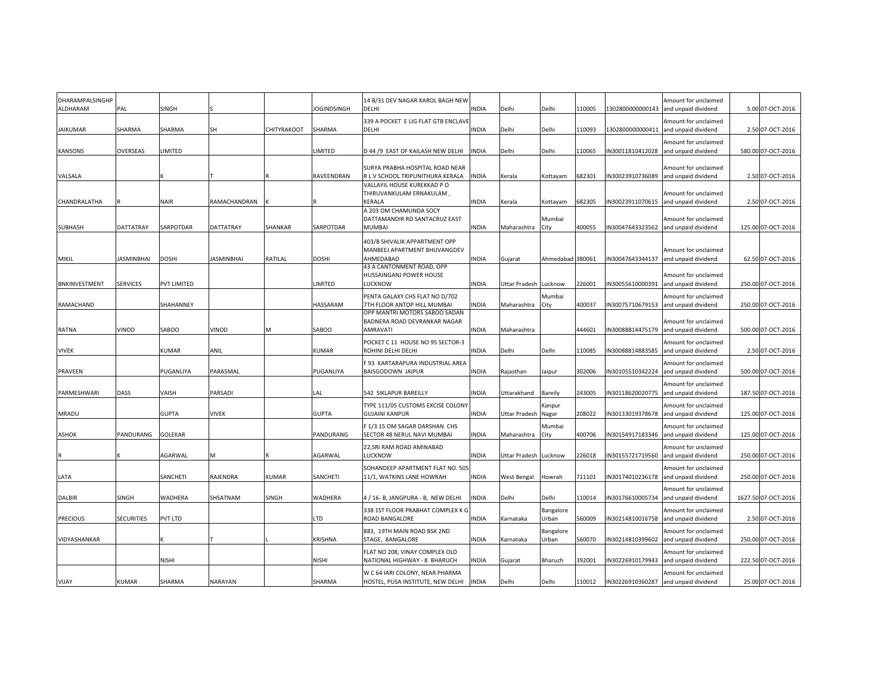| | | | | | | | | | | | | | | |
|---|---|---|---|---|---|---|---|---|---|---|---|---|---|---|
| DHARAMPALSINGHP ALDHARAM | PAL | SINGH | S | | JOGINDSINGH | 14 B/31 DEV NAGAR KAROL BAGH NEW DELHI | INDIA | Delhi | Delhi | 110005 | 1302800000000143 | Amount for unclaimed and unpaid dividend | 5.00 | 07-OCT-2016 |
| JAIKUMAR | SHARMA | SHARMA | SH | CHITYRAKOOT | SHARMA | 339 A POCKET E LIG FLAT GTB ENCLAVE DELHI | INDIA | Delhi | Delhi | 110093 | 1302800000000411 | Amount for unclaimed and unpaid dividend | 2.50 | 07-OCT-2016 |
| KANSONS | OVERSEAS | LIMITED | | | LIMITED | D 44 /9 EAST OF KAILASH NEW DELHI | INDIA | Delhi | Delhi | 110065 | IN30011810412028 | Amount for unclaimed and unpaid dividend | 580.00 | 07-OCT-2016 |
| VALSALA | | K | T | R | RAVEENDRAN | SURYA PRABHA HOSPITAL ROAD NEAR R L V SCHOOL TRIPUNITHURA KERALA | INDIA | Kerala | Kottayam | 682301 | IN30023910736089 | Amount for unclaimed and unpaid dividend | 2.50 | 07-OCT-2016 |
| CHANDRALATHA | R | NAIR | RAMACHANDRAN | K | R | VALLAYIL HOUSE KUREKKAD P O THIRUVANKULAM ERNAKULAM , KERALA | INDIA | Kerala | Kottayam | 682305 | IN30023911070615 | Amount for unclaimed and unpaid dividend | 2.50 | 07-OCT-2016 |
| SUBHASH | DATTATRAY | SARPOTDAR | DATTATRAY | SHANKAR | SARPOTDAR | A 203 OM CHAMUNDA SOCY DATTAMANDIR RD SANTACRUZ EAST MUMBAI | INDIA | Maharashtra | Mumbai City | 400055 | IN30047643323562 | Amount for unclaimed and unpaid dividend | 125.00 | 07-OCT-2016 |
| MIKIL | JASMINBHAI | DOSHI | JASMINBHAI | RATILAL | DOSHI | 403/B SHIVALIK APPARTMENT OPP MANBEEJ APARTMENT BHUVANGDEV AHMEDABAD | INDIA | Gujarat | Ahmedabad | 380061 | IN30047643344137 | Amount for unclaimed and unpaid dividend | 62.50 | 07-OCT-2016 |
| BNKINVESTMENT | SERVICES | PVT LIMITED | | | LIMITED | 43 A CANTONMENT ROAD, OPP HUSSAINGANJ POWER HOUSE LUCKNOW | INDIA | Uttar Pradesh | Lucknow | 226001 | IN30055610000391 | Amount for unclaimed and unpaid dividend | 250.00 | 07-OCT-2016 |
| RAMACHAND | | SHAHANNEY | | | HASSARAM | PENTA GALAXY CHS FLAT NO D/702 7TH FLOOR ANTOP HILL MUMBAI | INDIA | Maharashtra | Mumbai City | 400037 | IN30075710679153 | Amount for unclaimed and unpaid dividend | 250.00 | 07-OCT-2016 |
| RATNA | VINOD | SABOO | VINOD | M | SABOO | OPP MANTRI MOTORS SABOO SADAN BADNERA ROAD DEVRANKAR NAGAR AMRAVATI | INDIA | Maharashtra | | 444601 | IN30088814475179 | Amount for unclaimed and unpaid dividend | 500.00 | 07-OCT-2016 |
| VIVEK | | KUMAR | ANIL | | KUMAR | POCKET C 11 HOUSE NO 95 SECTOR-3 ROHINI DELHI DELHI | INDIA | Delhi | Delhi | 110085 | IN30088814883585 | Amount for unclaimed and unpaid dividend | 2.50 | 07-OCT-2016 |
| PRAVEEN | | PUGANLIYA | PARASMAL | | PUGANLIYA | F 93 KARTARAPURA INDUSTRIAL AREA BAISGODOWN JAIPUR | INDIA | Rajasthan | Jaipur | 302006 | IN30105510342224 | Amount for unclaimed and unpaid dividend | 500.00 | 07-OCT-2016 |
| PARMESHWARI | DASS | VAISH | PARSADI | | LAL | 542 SIKLAPUR BAREILLY | INDIA | Uttarakhand | Bareily | 243005 | IN30118620020775 | Amount for unclaimed and unpaid dividend | 187.50 | 07-OCT-2016 |
| MRADU | | GUPTA | VIVEK | | GUPTA | TYPE 111/05 CUSTOMS EXCISE COLONY GUJAINI KANPUR | INDIA | Uttar Pradesh | Kanpur Nagar | 208022 | IN30133019378678 | Amount for unclaimed and unpaid dividend | 125.00 | 07-OCT-2016 |
| ASHOK | PANDURANG | GOLEKAR | | | PANDURANG | F 1/3 15 OM SAGAR DARSHAN CHS SECTOR 48 NERUL NAVI MUMBAI | INDIA | Maharashtra | Mumbai City | 400706 | IN30154917183346 | Amount for unclaimed and unpaid dividend | 125.00 | 07-OCT-2016 |
| R | K | AGARWAL | M | R | AGARWAL | 22,SRI RAM ROAD AMINABAD LUCKNOW | INDIA | Uttar Pradesh | Lucknow | 226018 | IN30155721719560 | Amount for unclaimed and unpaid dividend | 250.00 | 07-OCT-2016 |
| LATA | | SANCHETI | RAJENDRA | KUMAR | SANCHETI | SOHANDEEP APARTMENT FLAT NO. 505 11/1, WATKINS LANE HOWRAH | INDIA | West Bengal | Howrah | 711101 | IN30174010236178 | Amount for unclaimed and unpaid dividend | 250.00 | 07-OCT-2016 |
| DALBIR | SINGH | WADHERA | SHSATNAM | SINGH | WADHERA | 4 / 16- B, JANGPURA - B, NEW DELHI | INDIA | Delhi | Delhi | 110014 | IN30176610005734 | Amount for unclaimed and unpaid dividend | 1627.50 | 07-OCT-2016 |
| PRECIOUS | SECURITIES | PVT LTD | | | LTD | 338 1ST FLOOR PRABHAT COMPLEX K G ROAD BANGALORE | INDIA | Karnataka | Bangalore Urban | 560009 | IN30214810016758 | Amount for unclaimed and unpaid dividend | 2.50 | 07-OCT-2016 |
| VIDYASHANKAR | | K | T | L | KRISHNA | 883, 19TH MAIN ROAD BSK 2ND STAGE, BANGALORE | INDIA | Karnataka | Bangalore Urban | 560070 | IN30214810399602 | Amount for unclaimed and unpaid dividend | 250.00 | 07-OCT-2016 |
| | | NISHI | | | NISHI | FLAT NO 208, VINAY COMPLEX OLD NATIONAL HIGHWAY - 8 BHARUCH | INDIA | Gujarat | Bharuch | 392001 | IN30226910179943 | Amount for unclaimed and unpaid dividend | 222.50 | 07-OCT-2016 |
| VIJAY | KUMAR | SHARMA | NARAYAN | | SHARMA | W C 64 IARI COLONY, NEAR PHARMA HOSTEL, PUSA INSTITUTE, NEW DELHI | INDIA | Delhi | Delhi | 110012 | IN30226910360287 | Amount for unclaimed and unpaid dividend | 25.00 | 07-OCT-2016 |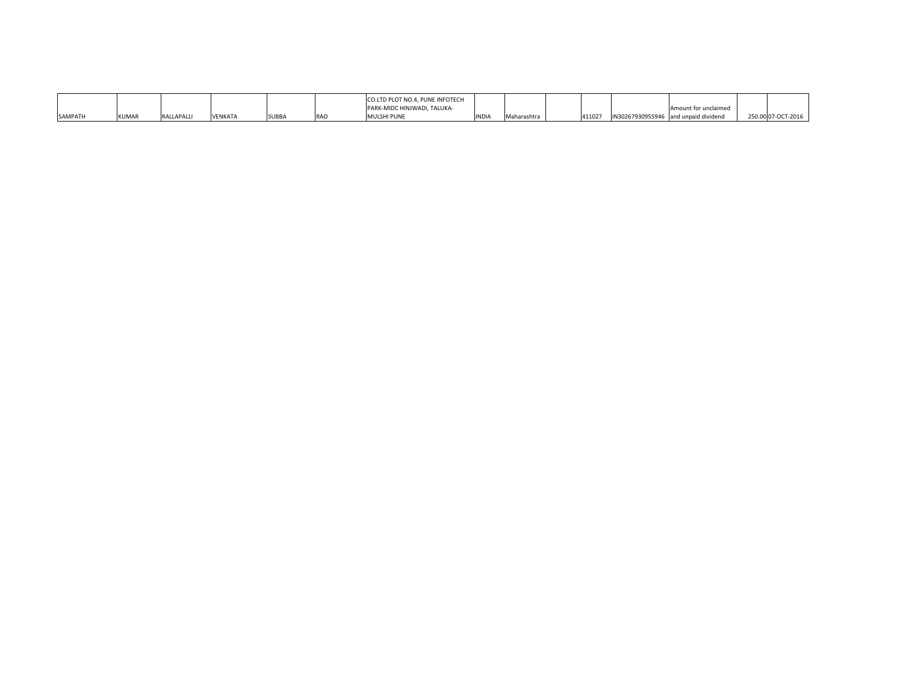| | | | | | | | | | | | | | | |
|---|---|---|---|---|---|---|---|---|---|---|---|---|---|---|
| SAMPATH | KUMAR | RALLAPALLI | VENKATA | SUBBA | RAO | CO.LTD PLOT NO.4, PUNE INFOTECH PARK-MIDC HINJWADI, TALUKA-MULSHI PUNE | INDIA | Maharashtra | | 411027 | IN30267930955946 | Amount for unclaimed and unpaid dividend | 250.00 | 07-OCT-2016 |